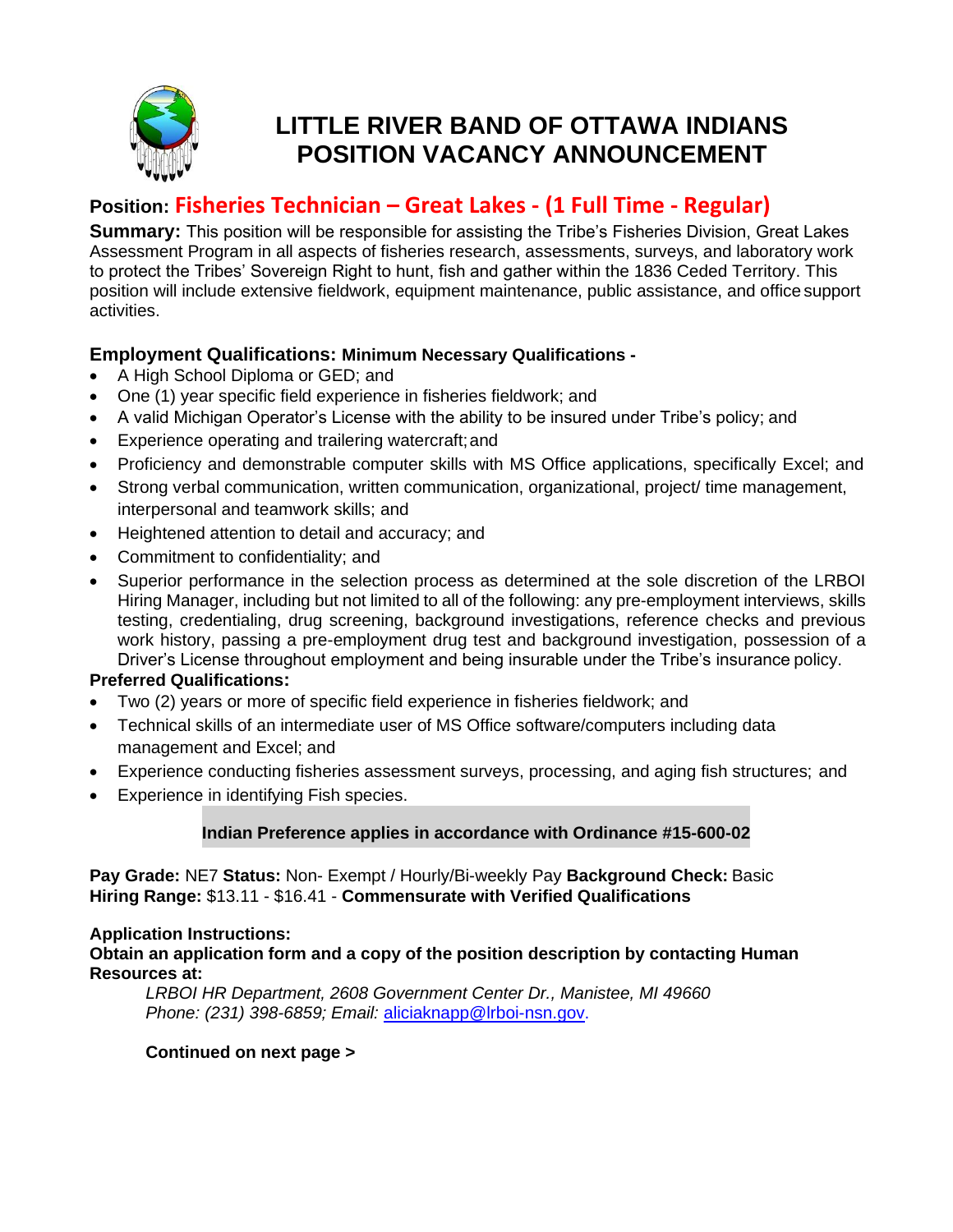# LITTLE RIVER BAND OF OTTAWA INDIANS
# POSITION VACANCY ANNOUNCEMENT

## Position: Fisheries Technician – Great Lakes - (1 Full Time - Regular)

**Summary:** This position will be responsible for assisting the Tribe's Fisheries Division, Great Lakes Assessment Program in all aspects of fisheries research, assessments, surveys, and laboratory work to protect the Tribes' Sovereign Right to hunt, fish and gather within the 1836 Ceded Territory. This position will include extensive fieldwork, equipment maintenance, public assistance, and office support activities.

**Employment Qualifications: Minimum Necessary Qualifications -**

- A High School Diploma or GED; and
- One (1) year specific field experience in fisheries fieldwork; and
- A valid Michigan Operator's License with the ability to be insured under Tribe's policy; and
- Experience operating and trailering watercraft; and
- Proficiency and demonstrable computer skills with MS Office applications, specifically Excel; and
- Strong verbal communication, written communication, organizational, project/ time management, interpersonal and teamwork skills; and
- Heightened attention to detail and accuracy; and
- Commitment to confidentiality; and
- Superior performance in the selection process as determined at the sole discretion of the LRBOI Hiring Manager, including but not limited to all of the following: any pre-employment interviews, skills testing, credentialing, drug screening, background investigations, reference checks and previous work history, passing a pre-employment drug test and background investigation, possession of a Driver's License throughout employment and being insurable under the Tribe's insurance policy.

**Preferred Qualifications:**

- Two (2) years or more of specific field experience in fisheries fieldwork; and
- Technical skills of an intermediate user of MS Office software/computers including data management and Excel; and
- Experience conducting fisheries assessment surveys, processing, and aging fish structures; and
- Experience in identifying Fish species.

**Indian Preference applies in accordance with Ordinance #15-600-02**

**Pay Grade:** NE7 **Status:** Non- Exempt / Hourly/Bi-weekly Pay **Background Check:** Basic
**Hiring Range:** $13.11 - $16.41 - **Commensurate with Verified Qualifications**

**Application Instructions:**
**Obtain an application form and a copy of the position description by contacting Human Resources at:**

*LRBOI HR Department, 2608 Government Center Dr., Manistee, MI 49660*
*Phone: (231) 398-6859; Email:* aliciaknapp@lrboi-nsn.gov.

**Continued on next page >**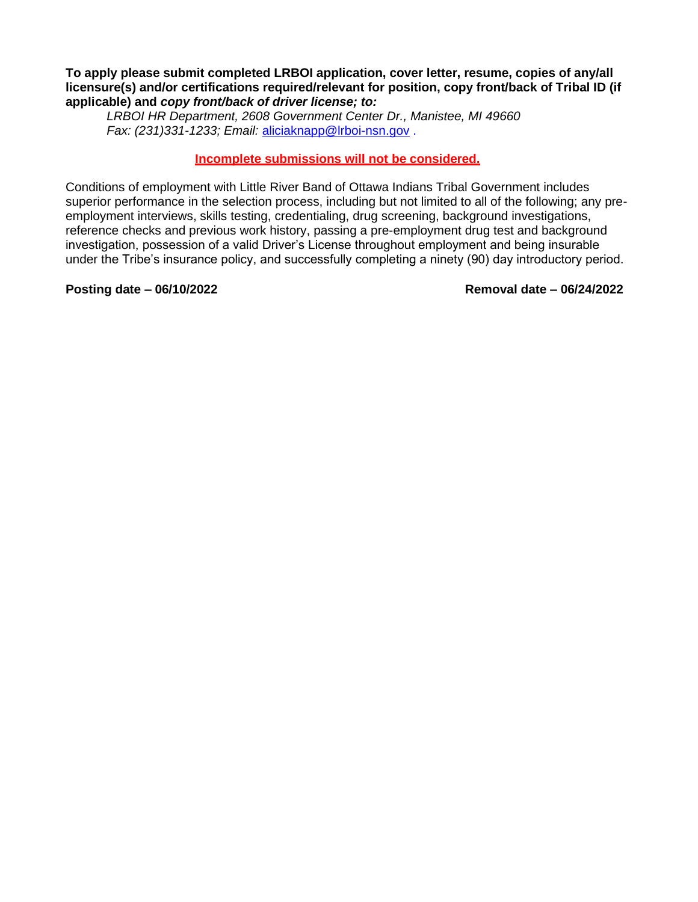**To apply please submit completed LRBOI application, cover letter, resume, copies of any/all licensure(s) and/or certifications required/relevant for position, copy front/back of Tribal ID (if applicable) and *copy front/back of driver license; to:***

> *LRBOI HR Department, 2608 Government Center Dr., Manistee, MI 49660*
> *Fax: (231)331-1233; Email:* aliciaknapp@lrboi-nsn.gov .

**Incomplete submissions will not be considered.**

Conditions of employment with Little River Band of Ottawa Indians Tribal Government includes superior performance in the selection process, including but not limited to all of the following; any pre-employment interviews, skills testing, credentialing, drug screening, background investigations, reference checks and previous work history, passing a pre-employment drug test and background investigation, possession of a valid Driver's License throughout employment and being insurable under the Tribe's insurance policy, and successfully completing a ninety (90) day introductory period.

**Posting date – 06/10/2022** **Removal date – 06/24/2022**